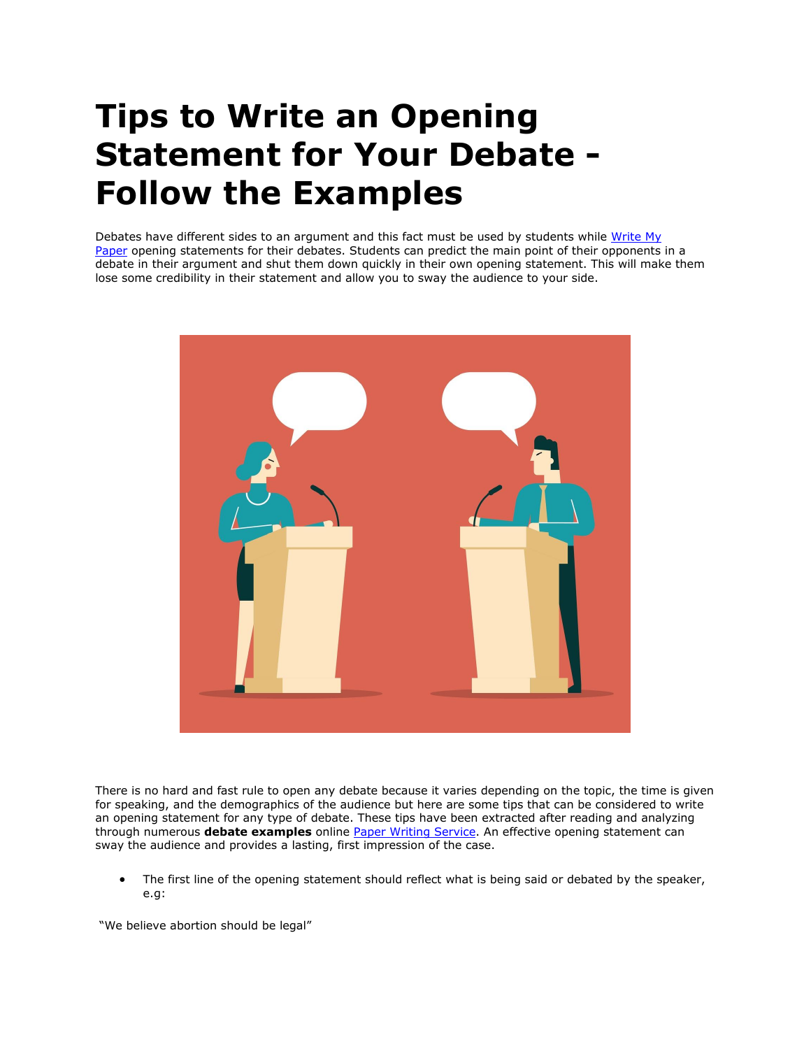# Tips to Write an Opening Statement for Your Debate - Follow the Examples

Debates have different sides to an argument and this fact must be used by students while [Write My Paper]() opening statements for their debates. Students can predict the main point of their opponents in a debate in their argument and shut them down quickly in their own opening statement. This will make them lose some credibility in their statement and allow you to sway the audience to your side.

There is no hard and fast rule to open any debate because it varies depending on the topic, the time is given for speaking, and the demographics of the audience but here are some tips that can be considered to write an opening statement for any type of debate. These tips have been extracted after reading and analyzing through numerous **debate examples** online [Paper Writing Service](). An effective opening statement can sway the audience and provides a lasting, first impression of the case.

- The first line of the opening statement should reflect what is being said or debated by the speaker, e.g:

"We believe abortion should be legal"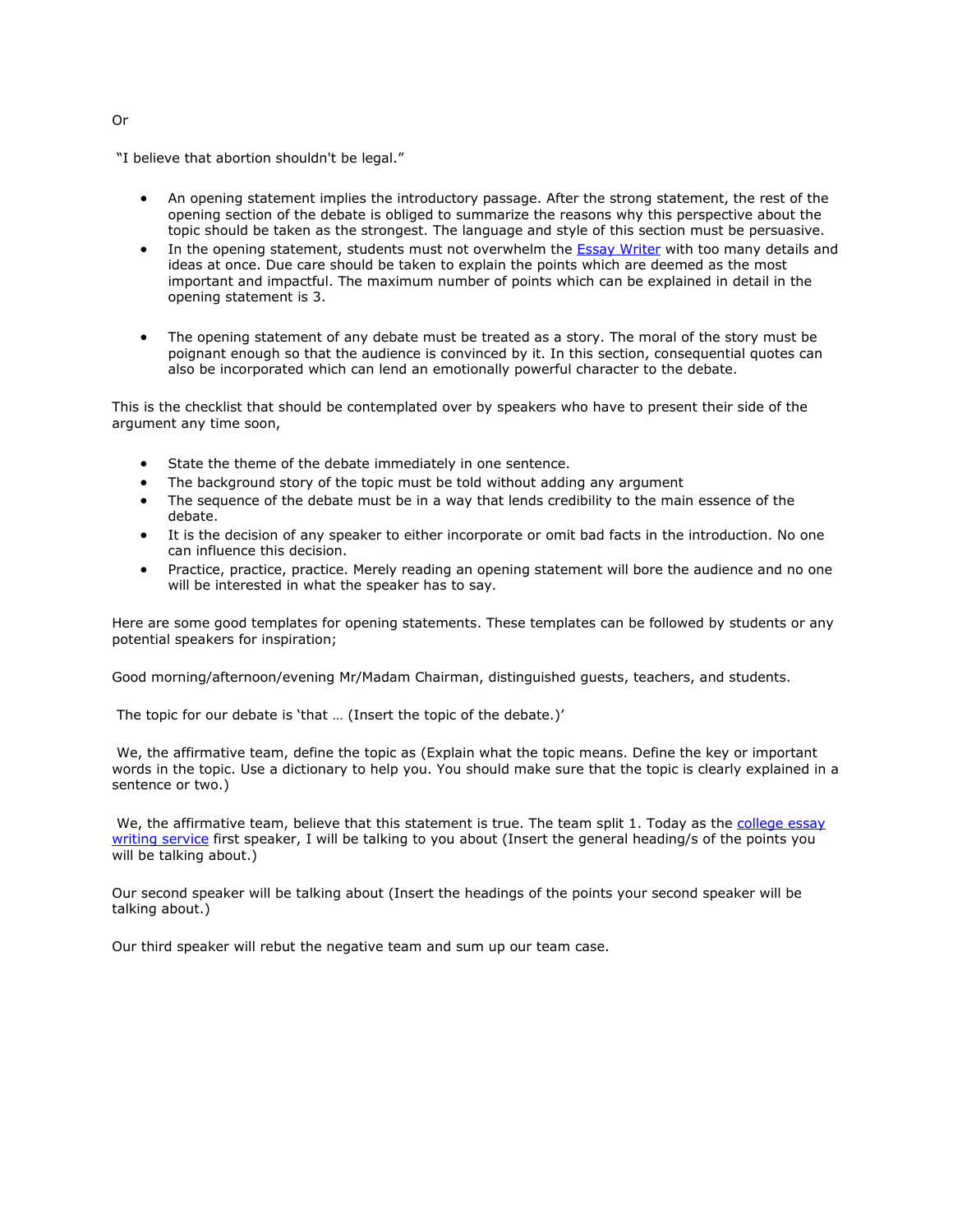Or

"I believe that abortion shouldn't be legal."

- An opening statement implies the introductory passage. After the strong statement, the rest of the opening section of the debate is obliged to summarize the reasons why this perspective about the topic should be taken as the strongest. The language and style of this section must be persuasive.
- In the opening statement, students must not overwhelm the Essay Writer with too many details and ideas at once. Due care should be taken to explain the points which are deemed as the most important and impactful. The maximum number of points which can be explained in detail in the opening statement is 3.

- The opening statement of any debate must be treated as a story. The moral of the story must be poignant enough so that the audience is convinced by it. In this section, consequential quotes can also be incorporated which can lend an emotionally powerful character to the debate.

This is the checklist that should be contemplated over by speakers who have to present their side of the argument any time soon,

- State the theme of the debate immediately in one sentence.
- The background story of the topic must be told without adding any argument
- The sequence of the debate must be in a way that lends credibility to the main essence of the debate.
- It is the decision of any speaker to either incorporate or omit bad facts in the introduction. No one can influence this decision.
- Practice, practice, practice. Merely reading an opening statement will bore the audience and no one will be interested in what the speaker has to say.

Here are some good templates for opening statements. These templates can be followed by students or any potential speakers for inspiration;

Good morning/afternoon/evening Mr/Madam Chairman, distinguished guests, teachers, and students.

The topic for our debate is 'that … (Insert the topic of the debate.)'

We, the affirmative team, define the topic as (Explain what the topic means. Define the key or important words in the topic. Use a dictionary to help you. You should make sure that the topic is clearly explained in a sentence or two.)

We, the affirmative team, believe that this statement is true. The team split 1. Today as the college essay writing service first speaker, I will be talking to you about (Insert the general heading/s of the points you will be talking about.)

Our second speaker will be talking about (Insert the headings of the points your second speaker will be talking about.)

Our third speaker will rebut the negative team and sum up our team case.